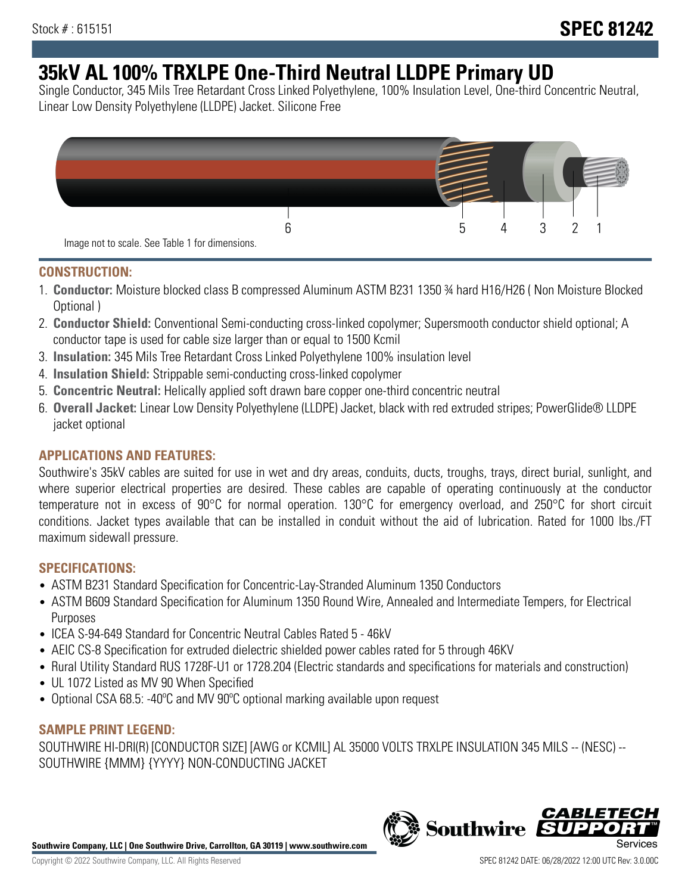Stock # : 615151

**SPEC 81242**

# 35kV AL 100% TRXLPE One-Third Neutral LLDPE Primary UD

Single Conductor, 345 Mils Tree Retardant Cross Linked Polyethylene, 100% Insulation Level, One-third Concentric Neutral, Linear Low Density Polyethylene (LLDPE) Jacket. Silicone Free

6 5 4 3 2 1

Image not to scale. See Table 1 for dimensions.

## CONSTRUCTION:

1. **Conductor:** Moisture blocked class B compressed Aluminum ASTM B231 1350 ¾ hard H16/H26 ( Non Moisture Blocked Optional )
2. **Conductor Shield:** Conventional Semi-conducting cross-linked copolymer; Supersmooth conductor shield optional; A conductor tape is used for cable size larger than or equal to 1500 Kcmil
3. **Insulation:** 345 Mils Tree Retardant Cross Linked Polyethylene 100% insulation level
4. **Insulation Shield:** Strippable semi-conducting cross-linked copolymer
5. **Concentric Neutral:** Helically applied soft drawn bare copper one-third concentric neutral
6. **Overall Jacket:** Linear Low Density Polyethylene (LLDPE) Jacket, black with red extruded stripes; PowerGlide® LLDPE jacket optional

## APPLICATIONS AND FEATURES:

Southwire's 35kV cables are suited for use in wet and dry areas, conduits, ducts, troughs, trays, direct burial, sunlight, and where superior electrical properties are desired. These cables are capable of operating continuously at the conductor temperature not in excess of 90°C for normal operation. 130°C for emergency overload, and 250°C for short circuit conditions. Jacket types available that can be installed in conduit without the aid of lubrication. Rated for 1000 lbs./FT maximum sidewall pressure.

## SPECIFICATIONS:

- ASTM B231 Standard Specification for Concentric-Lay-Stranded Aluminum 1350 Conductors
- ASTM B609 Standard Specification for Aluminum 1350 Round Wire, Annealed and Intermediate Tempers, for Electrical Purposes
- ICEA S-94-649 Standard for Concentric Neutral Cables Rated 5 - 46kV
- AEIC CS-8 Specification for extruded dielectric shielded power cables rated for 5 through 46KV
- Rural Utility Standard RUS 1728F-U1 or 1728.204 (Electric standards and specifications for materials and construction)
- UL 1072 Listed as MV 90 When Specified
- Optional CSA 68.5: -40ºC and MV 90ºC optional marking available upon request

## SAMPLE PRINT LEGEND:

SOUTHWIRE HI-DRI(R) [CONDUCTOR SIZE] [AWG or KCMIL] AL 35000 VOLTS TRXLPE INSULATION 345 MILS -- (NESC) -- SOUTHWIRE {MMM} {YYYY} NON-CONDUCTING JACKET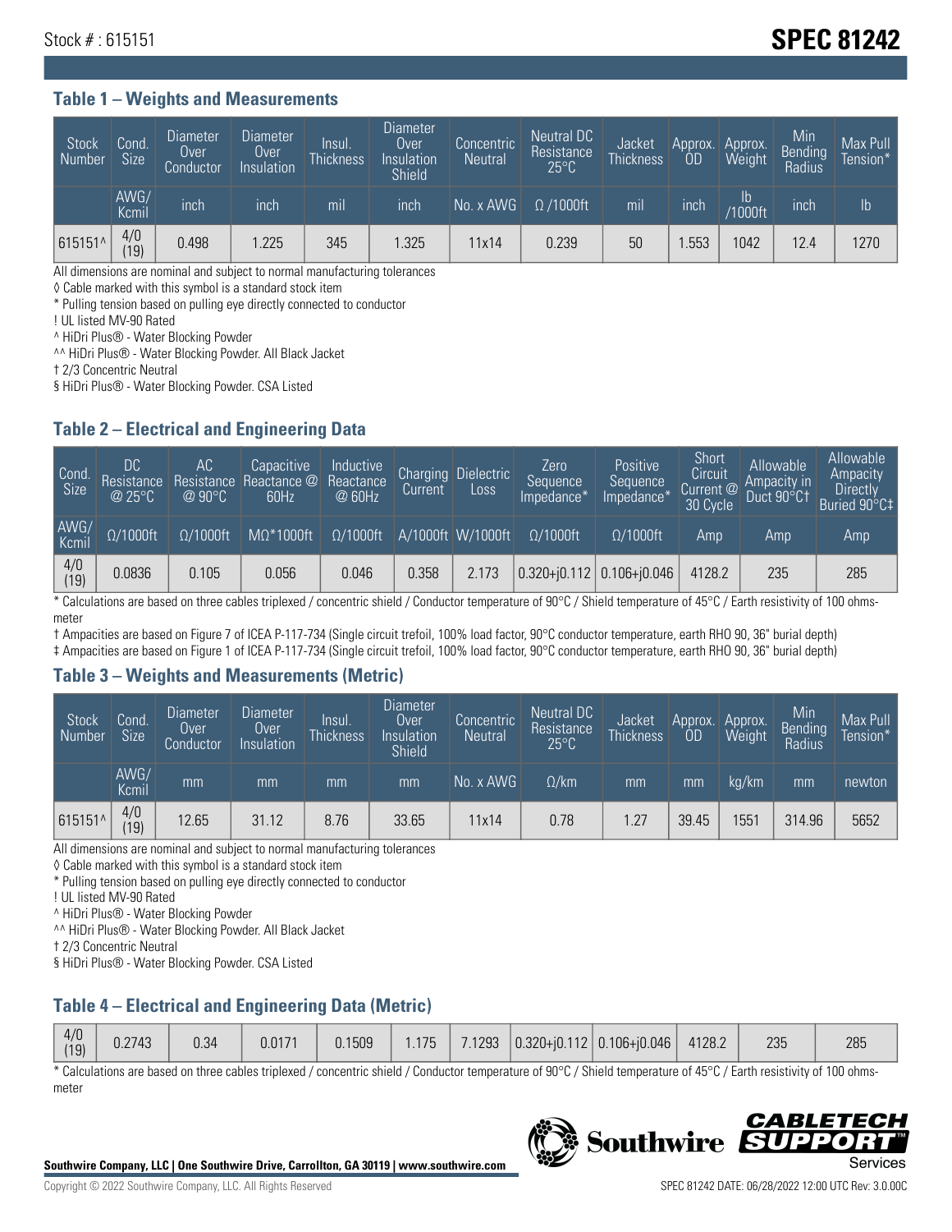Stock # : 615151

# SPEC 81242

## Table 1 – Weights and Measurements

| Stock Number | Cond. Size | Diameter Over Conductor | Diameter Over Insulation | Insul. Thickness | Diameter Over Insulation Shield | Concentric Neutral | Neutral DC Resistance 25°C | Jacket Thickness | Approx. OD | Approx. Weight | Min Bending Radius | Max Pull Tension* |
|---|---|---|---|---|---|---|---|---|---|---|---|---|
| | AWG/ Kcmil | inch | inch | mil | inch | No. x AWG | Ω /1000ft | mil | inch | lb /1000ft | inch | lb |
| 615151^ | 4/0 (19) | 0.498 | 1.225 | 345 | 1.325 | 11x14 | 0.239 | 50 | 1.553 | 1042 | 12.4 | 1270 |

All dimensions are nominal and subject to normal manufacturing tolerances

◊ Cable marked with this symbol is a standard stock item

* Pulling tension based on pulling eye directly connected to conductor

! UL listed MV-90 Rated

^ HiDri Plus® - Water Blocking Powder

^^ HiDri Plus® - Water Blocking Powder. All Black Jacket

† 2/3 Concentric Neutral

§ HiDri Plus® - Water Blocking Powder. CSA Listed

## Table 2 – Electrical and Engineering Data

| Cond. Size | DC Resistance @ 25°C | AC Resistance @ 90°C | Capacitive Reactance @ 60Hz | Inductive Reactance @ 60Hz | Charging Current | Dielectric Loss | Zero Sequence Impedance* | Positive Sequence Impedance* | Short Circuit Current @ 30 Cycle | Allowable Ampacity in Duct 90°C† | Allowable Ampacity Directly Buried 90°C‡ |
|---|---|---|---|---|---|---|---|---|---|---|---|
| AWG/ Kcmil | Ω/1000ft | Ω/1000ft | MΩ*1000ft | Ω/1000ft | A/1000ft | W/1000ft | Ω/1000ft | Ω/1000ft | Amp | Amp | Amp |
| 4/0 (19) | 0.0836 | 0.105 | 0.056 | 0.046 | 0.358 | 2.173 | 0.320+j0.112 | 0.106+j0.046 | 4128.2 | 235 | 285 |

* Calculations are based on three cables triplexed / concentric shield / Conductor temperature of 90°C / Shield temperature of 45°C / Earth resistivity of 100 ohms-meter

† Ampacities are based on Figure 7 of ICEA P-117-734 (Single circuit trefoil, 100% load factor, 90°C conductor temperature, earth RHO 90, 36" burial depth)

‡ Ampacities are based on Figure 1 of ICEA P-117-734 (Single circuit trefoil, 100% load factor, 90°C conductor temperature, earth RHO 90, 36" burial depth)

## Table 3 – Weights and Measurements (Metric)

| Stock Number | Cond. Size | Diameter Over Conductor | Diameter Over Insulation | Insul. Thickness | Diameter Over Insulation Shield | Concentric Neutral | Neutral DC Resistance 25°C | Jacket Thickness | Approx. OD | Approx. Weight | Min Bending Radius | Max Pull Tension* |
|---|---|---|---|---|---|---|---|---|---|---|---|---|
| | AWG/ Kcmil | mm | mm | mm | mm | No. x AWG | Ω/km | mm | mm | kg/km | mm | newton |
| 615151^ | 4/0 (19) | 12.65 | 31.12 | 8.76 | 33.65 | 11x14 | 0.78 | 1.27 | 39.45 | 1551 | 314.96 | 5652 |

All dimensions are nominal and subject to normal manufacturing tolerances

◊ Cable marked with this symbol is a standard stock item

* Pulling tension based on pulling eye directly connected to conductor

! UL listed MV-90 Rated

^ HiDri Plus® - Water Blocking Powder

^^ HiDri Plus® - Water Blocking Powder. All Black Jacket

† 2/3 Concentric Neutral

§ HiDri Plus® - Water Blocking Powder. CSA Listed

## Table 4 – Electrical and Engineering Data (Metric)

| | | | | | | | | | | | |
|---|---|---|---|---|---|---|---|---|---|---|---|
| 4/0 (19) | 0.2743 | 0.34 | 0.0171 | 0.1509 | 1.175 | 7.1293 | 0.320+j0.112 | 0.106+j0.046 | 4128.2 | 235 | 285 |

* Calculations are based on three cables triplexed / concentric shield / Conductor temperature of 90°C / Shield temperature of 45°C / Earth resistivity of 100 ohms-meter

**Southwire Company, LLC | One Southwire Drive, Carrollton, GA 30119 | www.southwire.com**

Copyright © 2022 Southwire Company, LLC. All Rights Reserved

SPEC 81242 DATE: 06/28/2022 12:00 UTC Rev: 3.0.00C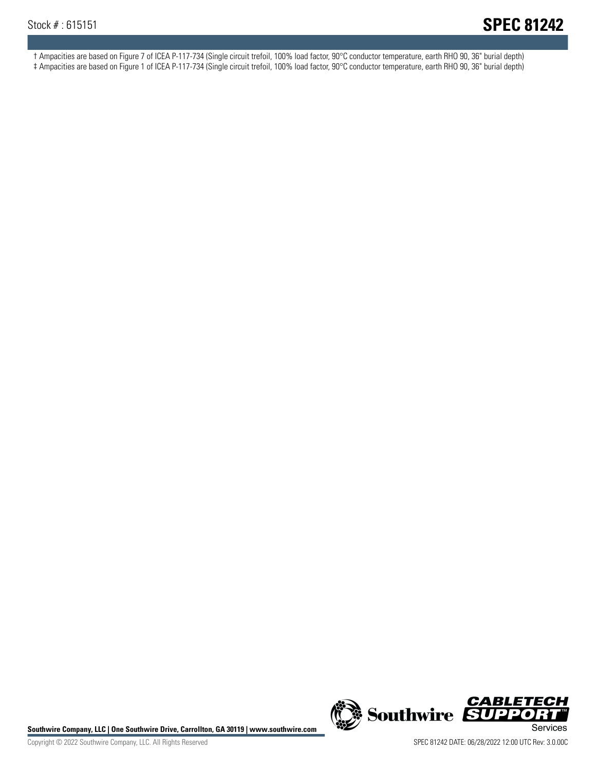† Ampacities are based on Figure 7 of ICEA P-117-734 (Single circuit trefoil, 100% load factor, 90°C conductor temperature, earth RHO 90, 36" burial depth)

‡ Ampacities are based on Figure 1 of ICEA P-117-734 (Single circuit trefoil, 100% load factor, 90°C conductor temperature, earth RHO 90, 36" burial depth)